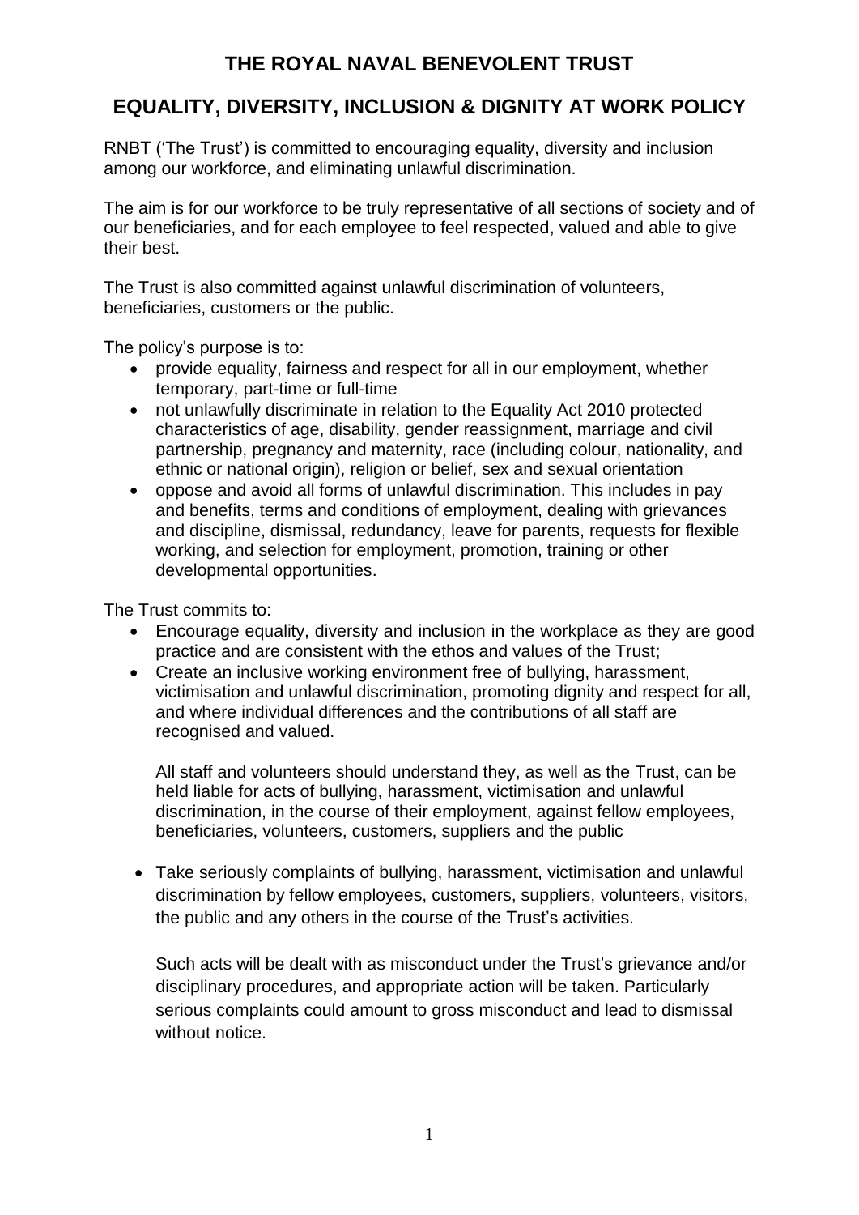# THE ROYAL NAVAL BENEVOLENT TRUST

## EQUALITY, DIVERSITY, INCLUSION & DIGNITY AT WORK POLICY

RNBT ('The Trust') is committed to encouraging equality, diversity and inclusion among our workforce, and eliminating unlawful discrimination.

The aim is for our workforce to be truly representative of all sections of society and of our beneficiaries, and for each employee to feel respected, valued and able to give their best.

The Trust is also committed against unlawful discrimination of volunteers, beneficiaries, customers or the public.

The policy's purpose is to:

- provide equality, fairness and respect for all in our employment, whether temporary, part-time or full-time
- not unlawfully discriminate in relation to the Equality Act 2010 protected characteristics of age, disability, gender reassignment, marriage and civil partnership, pregnancy and maternity, race (including colour, nationality, and ethnic or national origin), religion or belief, sex and sexual orientation
- oppose and avoid all forms of unlawful discrimination. This includes in pay and benefits, terms and conditions of employment, dealing with grievances and discipline, dismissal, redundancy, leave for parents, requests for flexible working, and selection for employment, promotion, training or other developmental opportunities.

The Trust commits to:

- Encourage equality, diversity and inclusion in the workplace as they are good practice and are consistent with the ethos and values of the Trust;
- Create an inclusive working environment free of bullying, harassment, victimisation and unlawful discrimination, promoting dignity and respect for all, and where individual differences and the contributions of all staff are recognised and valued.

  All staff and volunteers should understand they, as well as the Trust, can be held liable for acts of bullying, harassment, victimisation and unlawful discrimination, in the course of their employment, against fellow employees, beneficiaries, volunteers, customers, suppliers and the public

- Take seriously complaints of bullying, harassment, victimisation and unlawful discrimination by fellow employees, customers, suppliers, volunteers, visitors, the public and any others in the course of the Trust's activities.

  Such acts will be dealt with as misconduct under the Trust's grievance and/or disciplinary procedures, and appropriate action will be taken. Particularly serious complaints could amount to gross misconduct and lead to dismissal without notice.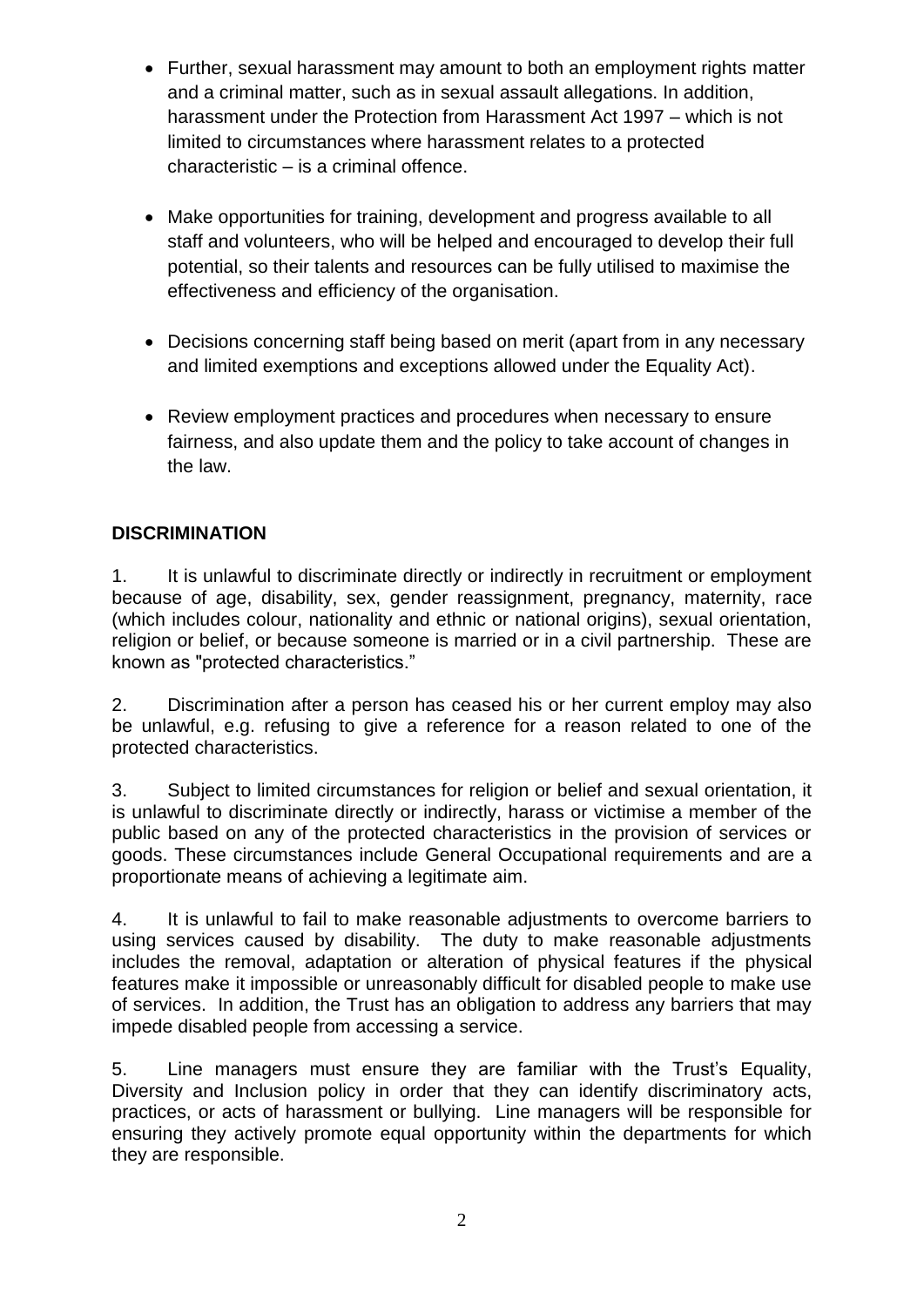- Further, sexual harassment may amount to both an employment rights matter and a criminal matter, such as in sexual assault allegations. In addition, harassment under the Protection from Harassment Act 1997 – which is not limited to circumstances where harassment relates to a protected characteristic – is a criminal offence.

- Make opportunities for training, development and progress available to all staff and volunteers, who will be helped and encouraged to develop their full potential, so their talents and resources can be fully utilised to maximise the effectiveness and efficiency of the organisation.

- Decisions concerning staff being based on merit (apart from in any necessary and limited exemptions and exceptions allowed under the Equality Act).

- Review employment practices and procedures when necessary to ensure fairness, and also update them and the policy to take account of changes in the law.

**DISCRIMINATION**

1. It is unlawful to discriminate directly or indirectly in recruitment or employment because of age, disability, sex, gender reassignment, pregnancy, maternity, race (which includes colour, nationality and ethnic or national origins), sexual orientation, religion or belief, or because someone is married or in a civil partnership. These are known as "protected characteristics."

2. Discrimination after a person has ceased his or her current employ may also be unlawful, e.g. refusing to give a reference for a reason related to one of the protected characteristics.

3. Subject to limited circumstances for religion or belief and sexual orientation, it is unlawful to discriminate directly or indirectly, harass or victimise a member of the public based on any of the protected characteristics in the provision of services or goods. These circumstances include General Occupational requirements and are a proportionate means of achieving a legitimate aim.

4. It is unlawful to fail to make reasonable adjustments to overcome barriers to using services caused by disability. The duty to make reasonable adjustments includes the removal, adaptation or alteration of physical features if the physical features make it impossible or unreasonably difficult for disabled people to make use of services. In addition, the Trust has an obligation to address any barriers that may impede disabled people from accessing a service.

5. Line managers must ensure they are familiar with the Trust's Equality, Diversity and Inclusion policy in order that they can identify discriminatory acts, practices, or acts of harassment or bullying. Line managers will be responsible for ensuring they actively promote equal opportunity within the departments for which they are responsible.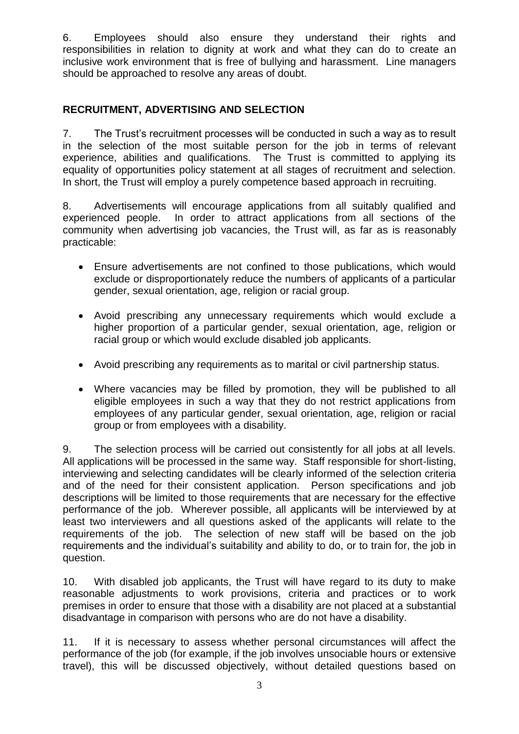6. Employees should also ensure they understand their rights and responsibilities in relation to dignity at work and what they can do to create an inclusive work environment that is free of bullying and harassment. Line managers should be approached to resolve any areas of doubt.

## RECRUITMENT, ADVERTISING AND SELECTION

7. The Trust's recruitment processes will be conducted in such a way as to result in the selection of the most suitable person for the job in terms of relevant experience, abilities and qualifications. The Trust is committed to applying its equality of opportunities policy statement at all stages of recruitment and selection. In short, the Trust will employ a purely competence based approach in recruiting.

8. Advertisements will encourage applications from all suitably qualified and experienced people. In order to attract applications from all sections of the community when advertising job vacancies, the Trust will, as far as is reasonably practicable:

- Ensure advertisements are not confined to those publications, which would exclude or disproportionately reduce the numbers of applicants of a particular gender, sexual orientation, age, religion or racial group.

- Avoid prescribing any unnecessary requirements which would exclude a higher proportion of a particular gender, sexual orientation, age, religion or racial group or which would exclude disabled job applicants.

- Avoid prescribing any requirements as to marital or civil partnership status.

- Where vacancies may be filled by promotion, they will be published to all eligible employees in such a way that they do not restrict applications from employees of any particular gender, sexual orientation, age, religion or racial group or from employees with a disability.

9. The selection process will be carried out consistently for all jobs at all levels. All applications will be processed in the same way. Staff responsible for short-listing, interviewing and selecting candidates will be clearly informed of the selection criteria and of the need for their consistent application. Person specifications and job descriptions will be limited to those requirements that are necessary for the effective performance of the job. Wherever possible, all applicants will be interviewed by at least two interviewers and all questions asked of the applicants will relate to the requirements of the job. The selection of new staff will be based on the job requirements and the individual's suitability and ability to do, or to train for, the job in question.

10. With disabled job applicants, the Trust will have regard to its duty to make reasonable adjustments to work provisions, criteria and practices or to work premises in order to ensure that those with a disability are not placed at a substantial disadvantage in comparison with persons who are do not have a disability.

11. If it is necessary to assess whether personal circumstances will affect the performance of the job (for example, if the job involves unsociable hours or extensive travel), this will be discussed objectively, without detailed questions based on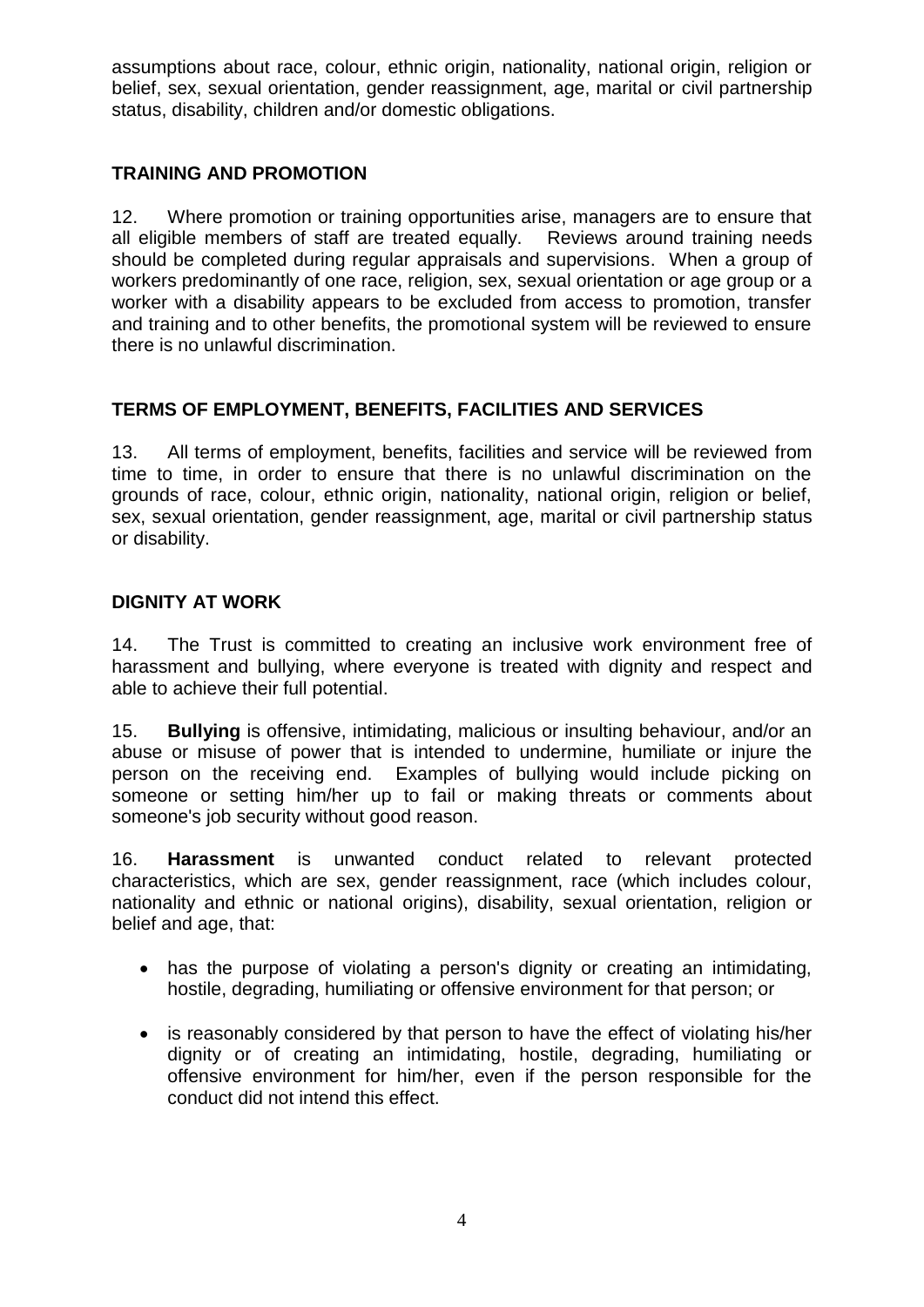assumptions about race, colour, ethnic origin, nationality, national origin, religion or belief, sex, sexual orientation, gender reassignment, age, marital or civil partnership status, disability, children and/or domestic obligations.

## TRAINING AND PROMOTION

12. Where promotion or training opportunities arise, managers are to ensure that all eligible members of staff are treated equally. Reviews around training needs should be completed during regular appraisals and supervisions. When a group of workers predominantly of one race, religion, sex, sexual orientation or age group or a worker with a disability appears to be excluded from access to promotion, transfer and training and to other benefits, the promotional system will be reviewed to ensure there is no unlawful discrimination.

## TERMS OF EMPLOYMENT, BENEFITS, FACILITIES AND SERVICES

13. All terms of employment, benefits, facilities and service will be reviewed from time to time, in order to ensure that there is no unlawful discrimination on the grounds of race, colour, ethnic origin, nationality, national origin, religion or belief, sex, sexual orientation, gender reassignment, age, marital or civil partnership status or disability.

## DIGNITY AT WORK

14. The Trust is committed to creating an inclusive work environment free of harassment and bullying, where everyone is treated with dignity and respect and able to achieve their full potential.

15. **Bullying** is offensive, intimidating, malicious or insulting behaviour, and/or an abuse or misuse of power that is intended to undermine, humiliate or injure the person on the receiving end. Examples of bullying would include picking on someone or setting him/her up to fail or making threats or comments about someone's job security without good reason.

16. **Harassment** is unwanted conduct related to relevant protected characteristics, which are sex, gender reassignment, race (which includes colour, nationality and ethnic or national origins), disability, sexual orientation, religion or belief and age, that:

- has the purpose of violating a person's dignity or creating an intimidating, hostile, degrading, humiliating or offensive environment for that person; or
- is reasonably considered by that person to have the effect of violating his/her dignity or of creating an intimidating, hostile, degrading, humiliating or offensive environment for him/her, even if the person responsible for the conduct did not intend this effect.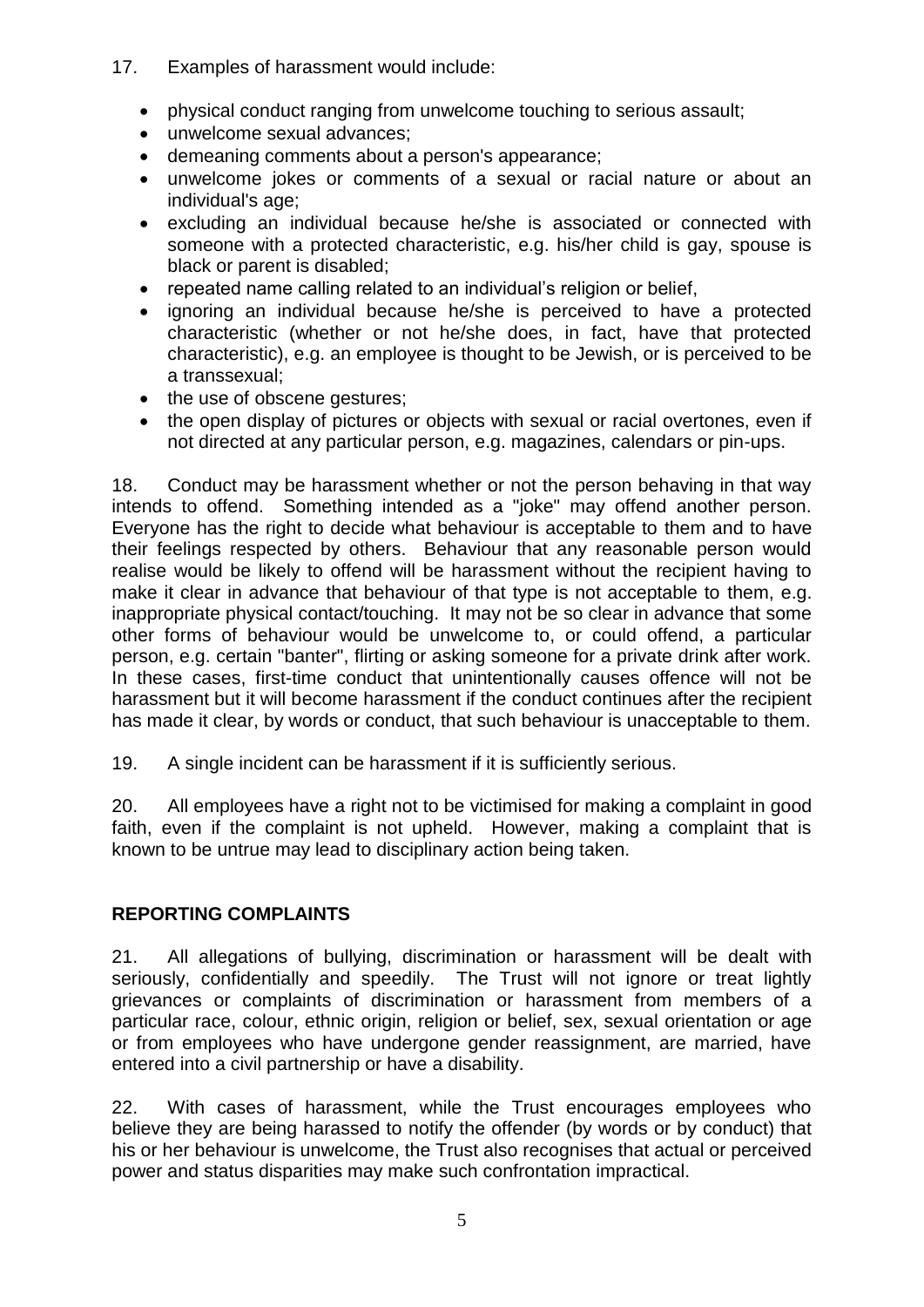17. Examples of harassment would include:

- physical conduct ranging from unwelcome touching to serious assault;
- unwelcome sexual advances;
- demeaning comments about a person's appearance;
- unwelcome jokes or comments of a sexual or racial nature or about an individual's age;
- excluding an individual because he/she is associated or connected with someone with a protected characteristic, e.g. his/her child is gay, spouse is black or parent is disabled;
- repeated name calling related to an individual's religion or belief,
- ignoring an individual because he/she is perceived to have a protected characteristic (whether or not he/she does, in fact, have that protected characteristic), e.g. an employee is thought to be Jewish, or is perceived to be a transsexual;
- the use of obscene gestures;
- the open display of pictures or objects with sexual or racial overtones, even if not directed at any particular person, e.g. magazines, calendars or pin-ups.

18. Conduct may be harassment whether or not the person behaving in that way intends to offend. Something intended as a "joke" may offend another person. Everyone has the right to decide what behaviour is acceptable to them and to have their feelings respected by others. Behaviour that any reasonable person would realise would be likely to offend will be harassment without the recipient having to make it clear in advance that behaviour of that type is not acceptable to them, e.g. inappropriate physical contact/touching. It may not be so clear in advance that some other forms of behaviour would be unwelcome to, or could offend, a particular person, e.g. certain "banter", flirting or asking someone for a private drink after work. In these cases, first-time conduct that unintentionally causes offence will not be harassment but it will become harassment if the conduct continues after the recipient has made it clear, by words or conduct, that such behaviour is unacceptable to them.

19. A single incident can be harassment if it is sufficiently serious.

20. All employees have a right not to be victimised for making a complaint in good faith, even if the complaint is not upheld. However, making a complaint that is known to be untrue may lead to disciplinary action being taken.

## REPORTING COMPLAINTS

21. All allegations of bullying, discrimination or harassment will be dealt with seriously, confidentially and speedily. The Trust will not ignore or treat lightly grievances or complaints of discrimination or harassment from members of a particular race, colour, ethnic origin, religion or belief, sex, sexual orientation or age or from employees who have undergone gender reassignment, are married, have entered into a civil partnership or have a disability.

22. With cases of harassment, while the Trust encourages employees who believe they are being harassed to notify the offender (by words or by conduct) that his or her behaviour is unwelcome, the Trust also recognises that actual or perceived power and status disparities may make such confrontation impractical.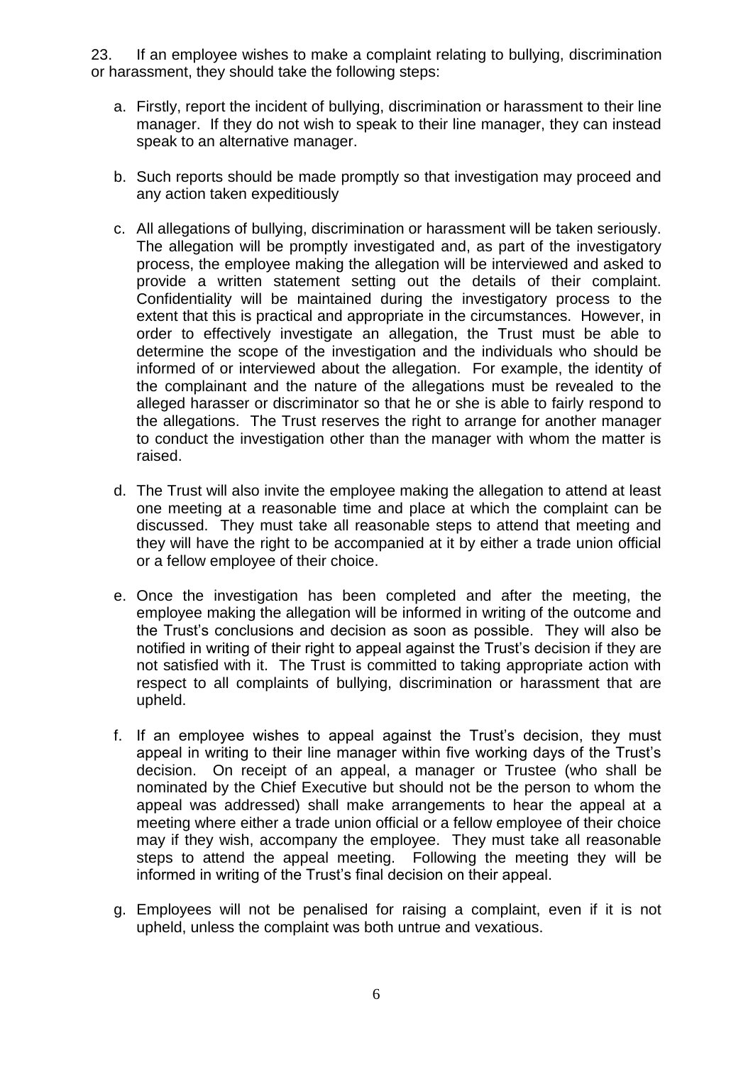23. If an employee wishes to make a complaint relating to bullying, discrimination or harassment, they should take the following steps:

a. Firstly, report the incident of bullying, discrimination or harassment to their line manager. If they do not wish to speak to their line manager, they can instead speak to an alternative manager.

b. Such reports should be made promptly so that investigation may proceed and any action taken expeditiously

c. All allegations of bullying, discrimination or harassment will be taken seriously. The allegation will be promptly investigated and, as part of the investigatory process, the employee making the allegation will be interviewed and asked to provide a written statement setting out the details of their complaint. Confidentiality will be maintained during the investigatory process to the extent that this is practical and appropriate in the circumstances. However, in order to effectively investigate an allegation, the Trust must be able to determine the scope of the investigation and the individuals who should be informed of or interviewed about the allegation. For example, the identity of the complainant and the nature of the allegations must be revealed to the alleged harasser or discriminator so that he or she is able to fairly respond to the allegations. The Trust reserves the right to arrange for another manager to conduct the investigation other than the manager with whom the matter is raised.

d. The Trust will also invite the employee making the allegation to attend at least one meeting at a reasonable time and place at which the complaint can be discussed. They must take all reasonable steps to attend that meeting and they will have the right to be accompanied at it by either a trade union official or a fellow employee of their choice.

e. Once the investigation has been completed and after the meeting, the employee making the allegation will be informed in writing of the outcome and the Trust's conclusions and decision as soon as possible. They will also be notified in writing of their right to appeal against the Trust's decision if they are not satisfied with it. The Trust is committed to taking appropriate action with respect to all complaints of bullying, discrimination or harassment that are upheld.

f. If an employee wishes to appeal against the Trust's decision, they must appeal in writing to their line manager within five working days of the Trust's decision. On receipt of an appeal, a manager or Trustee (who shall be nominated by the Chief Executive but should not be the person to whom the appeal was addressed) shall make arrangements to hear the appeal at a meeting where either a trade union official or a fellow employee of their choice may if they wish, accompany the employee. They must take all reasonable steps to attend the appeal meeting. Following the meeting they will be informed in writing of the Trust's final decision on their appeal.

g. Employees will not be penalised for raising a complaint, even if it is not upheld, unless the complaint was both untrue and vexatious.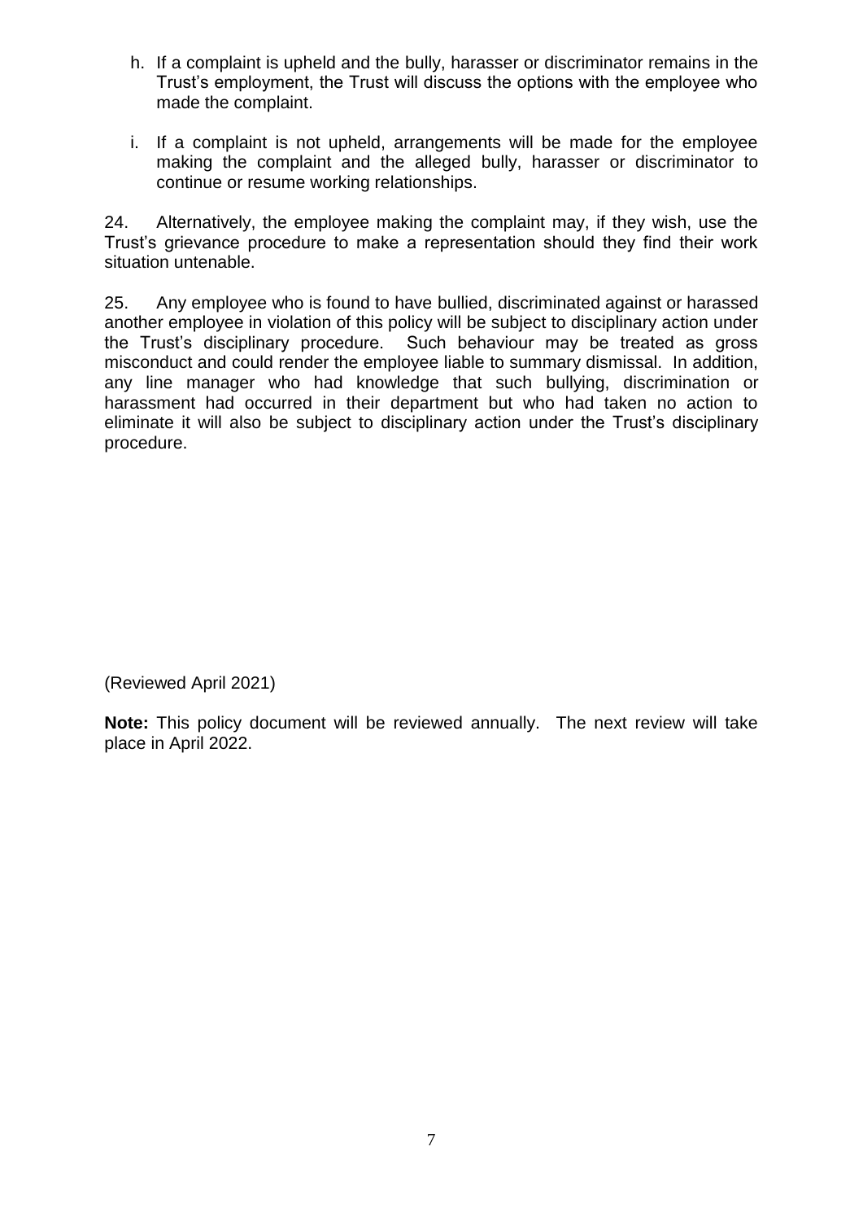h. If a complaint is upheld and the bully, harasser or discriminator remains in the Trust's employment, the Trust will discuss the options with the employee who made the complaint.

i. If a complaint is not upheld, arrangements will be made for the employee making the complaint and the alleged bully, harasser or discriminator to continue or resume working relationships.

24. Alternatively, the employee making the complaint may, if they wish, use the Trust's grievance procedure to make a representation should they find their work situation untenable.

25. Any employee who is found to have bullied, discriminated against or harassed another employee in violation of this policy will be subject to disciplinary action under the Trust's disciplinary procedure. Such behaviour may be treated as gross misconduct and could render the employee liable to summary dismissal. In addition, any line manager who had knowledge that such bullying, discrimination or harassment had occurred in their department but who had taken no action to eliminate it will also be subject to disciplinary action under the Trust's disciplinary procedure.

(Reviewed April 2021)

**Note:** This policy document will be reviewed annually. The next review will take place in April 2022.